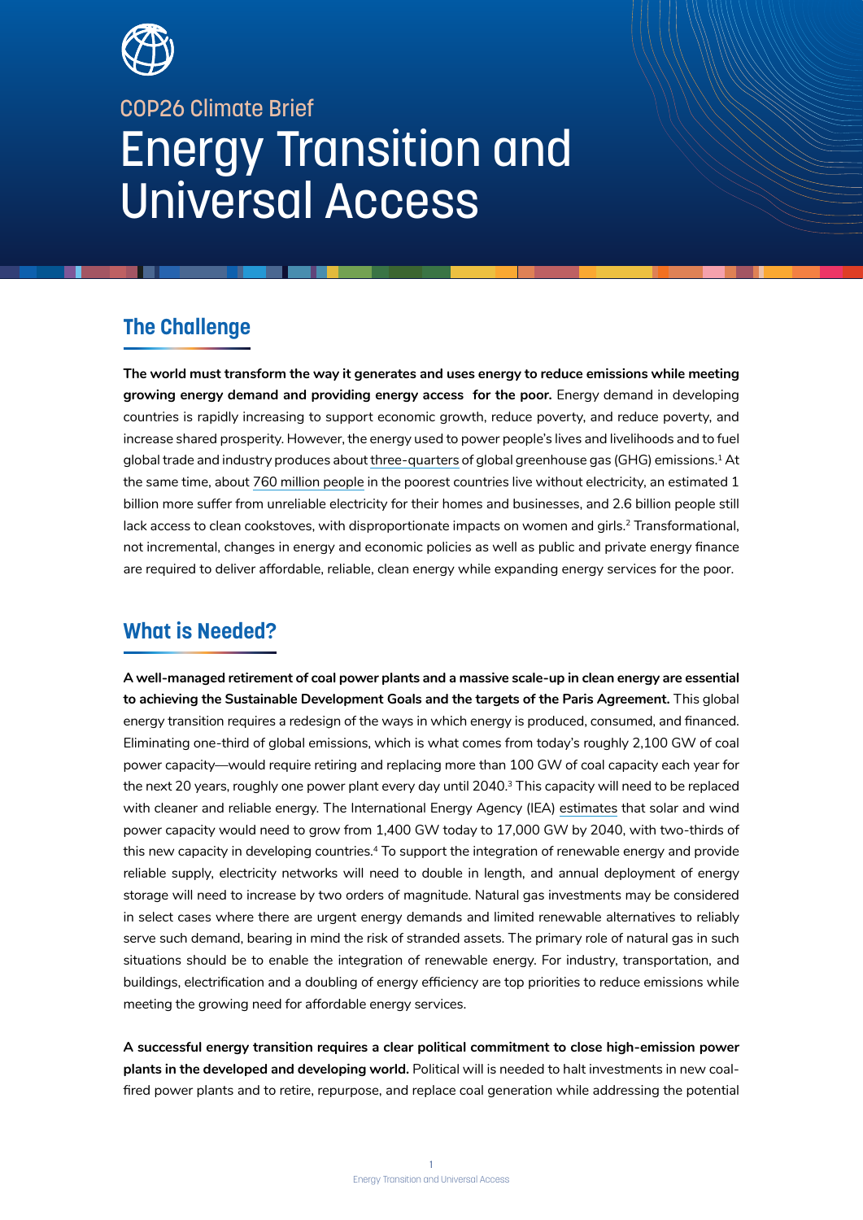COP26 Climate Brief

# Energy Transition and Universal Access

## The Challenge

**The world must transform the way it generates and uses energy to reduce emissions while meeting growing energy demand and providing energy access for the poor.** Energy demand in developing countries is rapidly increasing to support economic growth, reduce poverty, and reduce poverty, and increase shared prosperity. However, the energy used to power people's lives and livelihoods and to fuel global trade and industry produces about three-quarters of global greenhouse gas (GHG) emissions.[1] At the same time, about 760 million people in the poorest countries live without electricity, an estimated 1 billion more suffer from unreliable electricity for their homes and businesses, and 2.6 billion people still lack access to clean cookstoves, with disproportionate impacts on women and girls.[2] Transformational, not incremental, changes in energy and economic policies as well as public and private energy finance are required to deliver affordable, reliable, clean energy while expanding energy services for the poor.

## What is Needed?

**A well-managed retirement of coal power plants and a massive scale-up in clean energy are essential to achieving the Sustainable Development Goals and the targets of the Paris Agreement.** This global energy transition requires a redesign of the ways in which energy is produced, consumed, and financed. Eliminating one-third of global emissions, which is what comes from today's roughly 2,100 GW of coal power capacity—would require retiring and replacing more than 100 GW of coal capacity each year for the next 20 years, roughly one power plant every day until 2040.[3] This capacity will need to be replaced with cleaner and reliable energy. The International Energy Agency (IEA) estimates that solar and wind power capacity would need to grow from 1,400 GW today to 17,000 GW by 2040, with two-thirds of this new capacity in developing countries.[4] To support the integration of renewable energy and provide reliable supply, electricity networks will need to double in length, and annual deployment of energy storage will need to increase by two orders of magnitude. Natural gas investments may be considered in select cases where there are urgent energy demands and limited renewable alternatives to reliably serve such demand, bearing in mind the risk of stranded assets. The primary role of natural gas in such situations should be to enable the integration of renewable energy. For industry, transportation, and buildings, electrification and a doubling of energy efficiency are top priorities to reduce emissions while meeting the growing need for affordable energy services.

**A successful energy transition requires a clear political commitment to close high-emission power plants in the developed and developing world.** Political will is needed to halt investments in new coal-fired power plants and to retire, repurpose, and replace coal generation while addressing the potential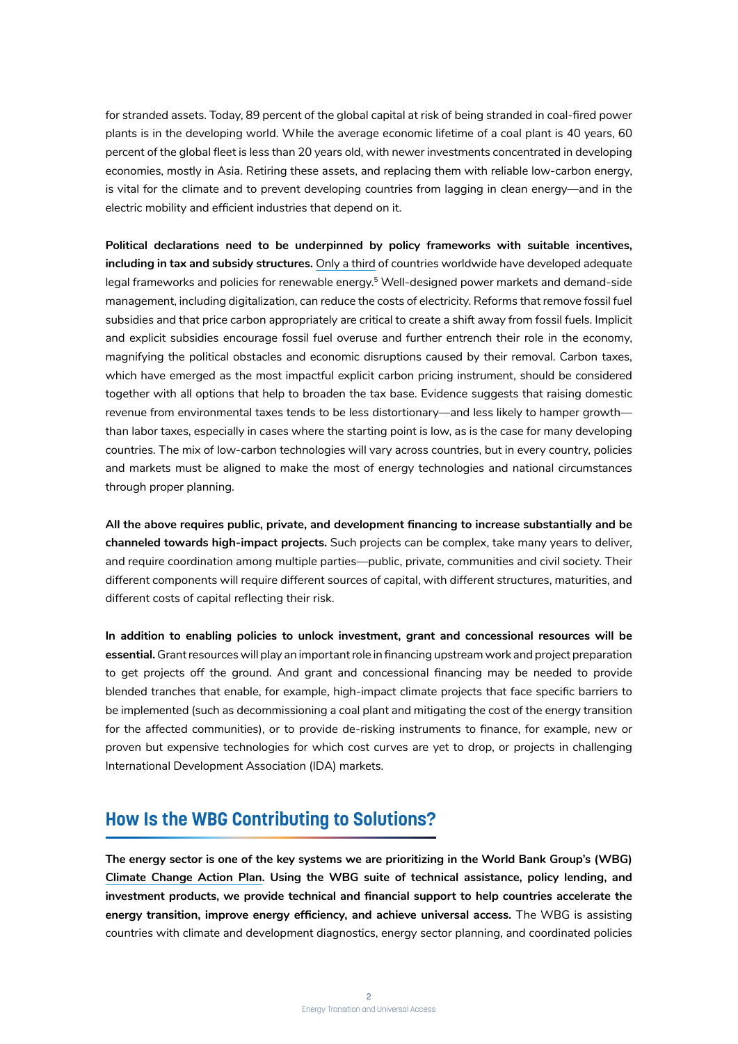for stranded assets. Today, 89 percent of the global capital at risk of being stranded in coal-fired power plants is in the developing world. While the average economic lifetime of a coal plant is 40 years, 60 percent of the global fleet is less than 20 years old, with newer investments concentrated in developing economies, mostly in Asia. Retiring these assets, and replacing them with reliable low-carbon energy, is vital for the climate and to prevent developing countries from lagging in clean energy—and in the electric mobility and efficient industries that depend on it.

**Political declarations need to be underpinned by policy frameworks with suitable incentives, including in tax and subsidy structures.** Only a third of countries worldwide have developed adequate legal frameworks and policies for renewable energy.[5] Well-designed power markets and demand-side management, including digitalization, can reduce the costs of electricity. Reforms that remove fossil fuel subsidies and that price carbon appropriately are critical to create a shift away from fossil fuels. Implicit and explicit subsidies encourage fossil fuel overuse and further entrench their role in the economy, magnifying the political obstacles and economic disruptions caused by their removal. Carbon taxes, which have emerged as the most impactful explicit carbon pricing instrument, should be considered together with all options that help to broaden the tax base. Evidence suggests that raising domestic revenue from environmental taxes tends to be less distortionary—and less likely to hamper growth—than labor taxes, especially in cases where the starting point is low, as is the case for many developing countries. The mix of low-carbon technologies will vary across countries, but in every country, policies and markets must be aligned to make the most of energy technologies and national circumstances through proper planning.

**All the above requires public, private, and development financing to increase substantially and be channeled towards high-impact projects.** Such projects can be complex, take many years to deliver, and require coordination among multiple parties—public, private, communities and civil society. Their different components will require different sources of capital, with different structures, maturities, and different costs of capital reflecting their risk.

**In addition to enabling policies to unlock investment, grant and concessional resources will be essential.** Grant resources will play an important role in financing upstream work and project preparation to get projects off the ground. And grant and concessional financing may be needed to provide blended tranches that enable, for example, high-impact climate projects that face specific barriers to be implemented (such as decommissioning a coal plant and mitigating the cost of the energy transition for the affected communities), or to provide de-risking instruments to finance, for example, new or proven but expensive technologies for which cost curves are yet to drop, or projects in challenging International Development Association (IDA) markets.

## How Is the WBG Contributing to Solutions?

**The energy sector is one of the key systems we are prioritizing in the World Bank Group's (WBG) Climate Change Action Plan. Using the WBG suite of technical assistance, policy lending, and investment products, we provide technical and financial support to help countries accelerate the energy transition, improve energy efficiency, and achieve universal access.** The WBG is assisting countries with climate and development diagnostics, energy sector planning, and coordinated policies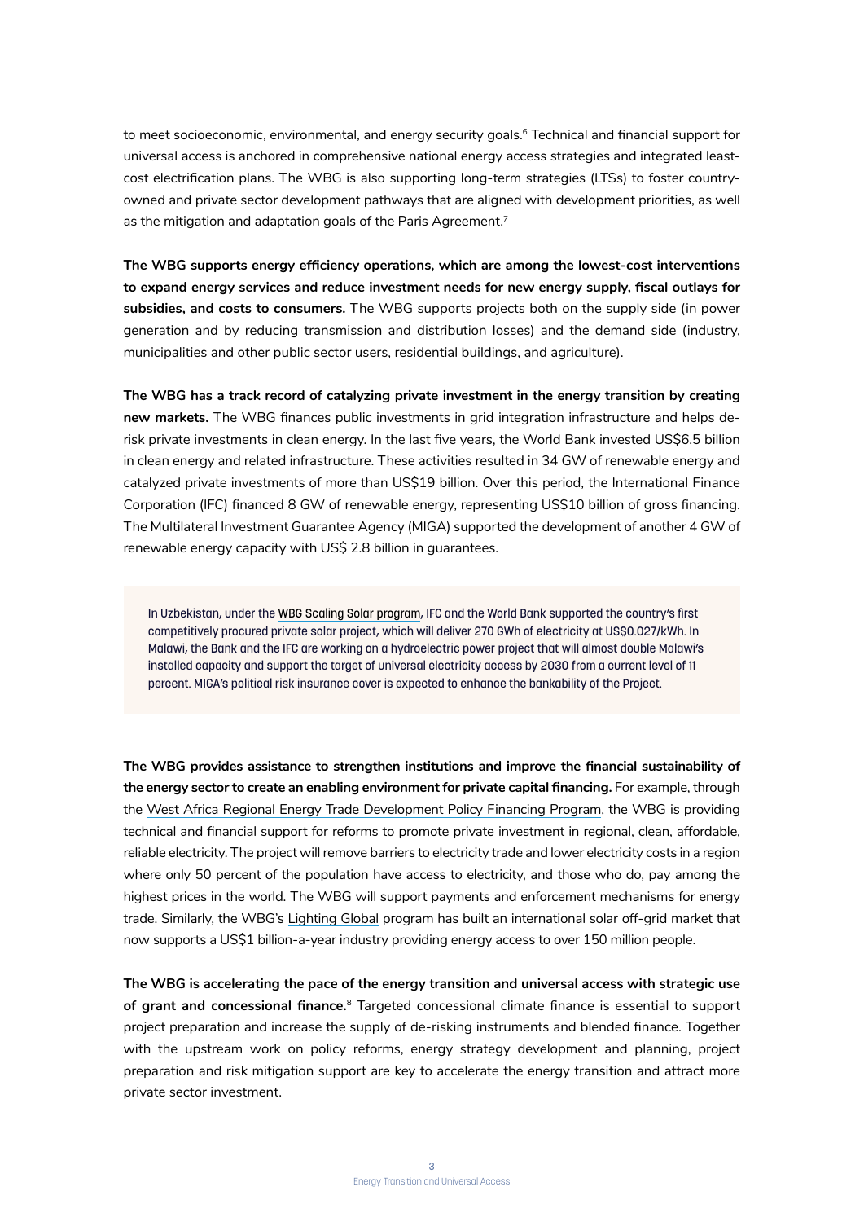to meet socioeconomic, environmental, and energy security goals.[6] Technical and financial support for universal access is anchored in comprehensive national energy access strategies and integrated least-cost electrification plans. The WBG is also supporting long-term strategies (LTSs) to foster country-owned and private sector development pathways that are aligned with development priorities, as well as the mitigation and adaptation goals of the Paris Agreement.[7]

**The WBG supports energy efficiency operations, which are among the lowest-cost interventions to expand energy services and reduce investment needs for new energy supply, fiscal outlays for subsidies, and costs to consumers.** The WBG supports projects both on the supply side (in power generation and by reducing transmission and distribution losses) and the demand side (industry, municipalities and other public sector users, residential buildings, and agriculture).

**The WBG has a track record of catalyzing private investment in the energy transition by creating new markets.** The WBG finances public investments in grid integration infrastructure and helps de-risk private investments in clean energy. In the last five years, the World Bank invested US$6.5 billion in clean energy and related infrastructure. These activities resulted in 34 GW of renewable energy and catalyzed private investments of more than US$19 billion. Over this period, the International Finance Corporation (IFC) financed 8 GW of renewable energy, representing US$10 billion of gross financing. The Multilateral Investment Guarantee Agency (MIGA) supported the development of another 4 GW of renewable energy capacity with US$ 2.8 billion in guarantees.

> In Uzbekistan, under the WBG Scaling Solar program, IFC and the World Bank supported the country's first competitively procured private solar project, which will deliver 270 GWh of electricity at US$0.027/kWh. In Malawi, the Bank and the IFC are working on a hydroelectric power project that will almost double Malawi's installed capacity and support the target of universal electricity access by 2030 from a current level of 11 percent. MIGA's political risk insurance cover is expected to enhance the bankability of the Project.

**The WBG provides assistance to strengthen institutions and improve the financial sustainability of the energy sector to create an enabling environment for private capital financing.** For example, through the West Africa Regional Energy Trade Development Policy Financing Program, the WBG is providing technical and financial support for reforms to promote private investment in regional, clean, affordable, reliable electricity. The project will remove barriers to electricity trade and lower electricity costs in a region where only 50 percent of the population have access to electricity, and those who do, pay among the highest prices in the world. The WBG will support payments and enforcement mechanisms for energy trade. Similarly, the WBG's Lighting Global program has built an international solar off-grid market that now supports a US$1 billion-a-year industry providing energy access to over 150 million people.

**The WBG is accelerating the pace of the energy transition and universal access with strategic use of grant and concessional finance.**[8] Targeted concessional climate finance is essential to support project preparation and increase the supply of de-risking instruments and blended finance. Together with the upstream work on policy reforms, energy strategy development and planning, project preparation and risk mitigation support are key to accelerate the energy transition and attract more private sector investment.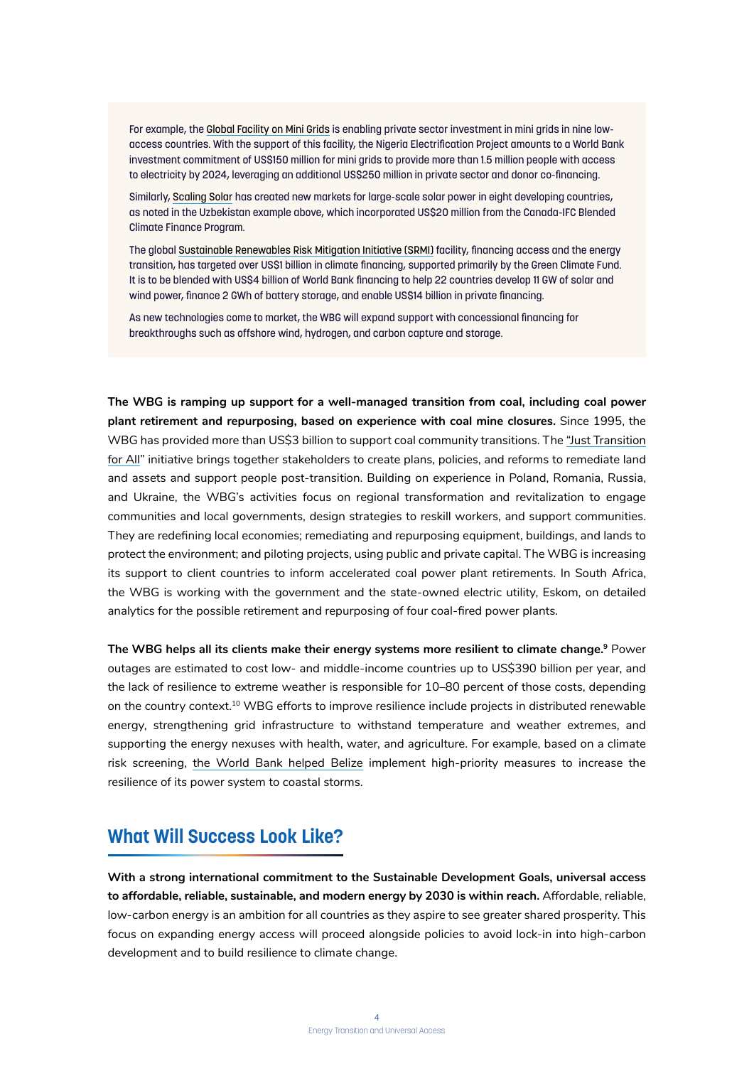For example, the Global Facility on Mini Grids is enabling private sector investment in mini grids in nine low-access countries. With the support of this facility, the Nigeria Electrification Project amounts to a World Bank investment commitment of US$150 million for mini grids to provide more than 1.5 million people with access to electricity by 2024, leveraging an additional US$250 million in private sector and donor co-financing.

Similarly, Scaling Solar has created new markets for large-scale solar power in eight developing countries, as noted in the Uzbekistan example above, which incorporated US$20 million from the Canada-IFC Blended Climate Finance Program.

The global Sustainable Renewables Risk Mitigation Initiative (SRMI) facility, financing access and the energy transition, has targeted over US$1 billion in climate financing, supported primarily by the Green Climate Fund. It is to be blended with US$4 billion of World Bank financing to help 22 countries develop 11 GW of solar and wind power, finance 2 GWh of battery storage, and enable US$14 billion in private financing.

As new technologies come to market, the WBG will expand support with concessional financing for breakthroughs such as offshore wind, hydrogen, and carbon capture and storage.

**The WBG is ramping up support for a well-managed transition from coal, including coal power plant retirement and repurposing, based on experience with coal mine closures.** Since 1995, the WBG has provided more than US$3 billion to support coal community transitions. The "Just Transition for All" initiative brings together stakeholders to create plans, policies, and reforms to remediate land and assets and support people post-transition. Building on experience in Poland, Romania, Russia, and Ukraine, the WBG's activities focus on regional transformation and revitalization to engage communities and local governments, design strategies to reskill workers, and support communities. They are redefining local economies; remediating and repurposing equipment, buildings, and lands to protect the environment; and piloting projects, using public and private capital. The WBG is increasing its support to client countries to inform accelerated coal power plant retirements. In South Africa, the WBG is working with the government and the state-owned electric utility, Eskom, on detailed analytics for the possible retirement and repurposing of four coal-fired power plants.

**The WBG helps all its clients make their energy systems more resilient to climate change.**[9] Power outages are estimated to cost low- and middle-income countries up to US$390 billion per year, and the lack of resilience to extreme weather is responsible for 10–80 percent of those costs, depending on the country context.[10] WBG efforts to improve resilience include projects in distributed renewable energy, strengthening grid infrastructure to withstand temperature and weather extremes, and supporting the energy nexuses with health, water, and agriculture. For example, based on a climate risk screening, the World Bank helped Belize implement high-priority measures to increase the resilience of its power system to coastal storms.

## What Will Success Look Like?

**With a strong international commitment to the Sustainable Development Goals, universal access to affordable, reliable, sustainable, and modern energy by 2030 is within reach.** Affordable, reliable, low-carbon energy is an ambition for all countries as they aspire to see greater shared prosperity. This focus on expanding energy access will proceed alongside policies to avoid lock-in into high-carbon development and to build resilience to climate change.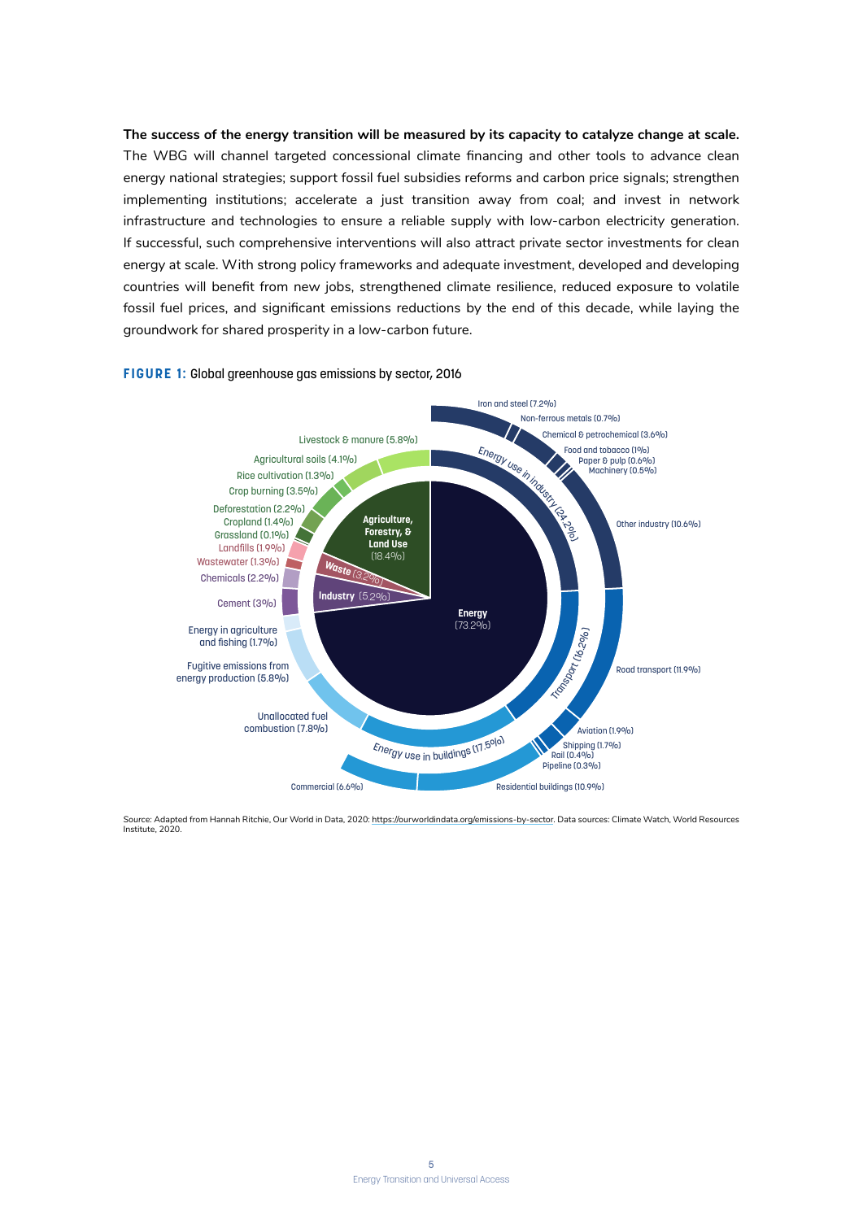**The success of the energy transition will be measured by its capacity to catalyze change at scale.** The WBG will channel targeted concessional climate financing and other tools to advance clean energy national strategies; support fossil fuel subsidies reforms and carbon price signals; strengthen implementing institutions; accelerate a just transition away from coal; and invest in network infrastructure and technologies to ensure a reliable supply with low-carbon electricity generation. If successful, such comprehensive interventions will also attract private sector investments for clean energy at scale. With strong policy frameworks and adequate investment, developed and developing countries will benefit from new jobs, strengthened climate resilience, reduced exposure to volatile fossil fuel prices, and significant emissions reductions by the end of this decade, while laying the groundwork for shared prosperity in a low-carbon future.

**FIGURE 1:** Global greenhouse gas emissions by sector, 2016

- Energy (73.2%)
  - Energy use in industry (24.2%): Iron and steel (7.2%), Non-ferrous metals (0.7%), Chemical & petrochemical (3.6%), Food and tobacco (1%), Paper & pulp (0.6%), Machinery (0.5%), Other industry (10.6%)
  - Transport (16.2%): Road transport (11.9%), Aviation (1.9%), Shipping (1.7%), Rail (0.4%), Pipeline (0.3%)
  - Energy use in buildings (17.5%): Residential buildings (10.9%), Commercial (6.6%)
  - Unallocated fuel combustion (7.8%)
  - Fugitive emissions from energy production (5.8%)
  - Energy in agriculture and fishing (1.7%)
- Industry (5.2%): Cement (3%), Chemicals (2.2%)
- Waste (3.2%): Wastewater (1.3%), Landfills (1.9%)
- Agriculture, Forestry, & Land Use (18.4%): Grassland (0.1%), Cropland (1.4%), Deforestation (2.2%), Crop burning (3.5%), Rice cultivation (1.3%), Agricultural soils (4.1%), Livestock & manure (5.8%)

Source: Adapted from Hannah Ritchie, Our World in Data, 2020: https://ourworldindata.org/emissions-by-sector. Data sources: Climate Watch, World Resources Institute, 2020.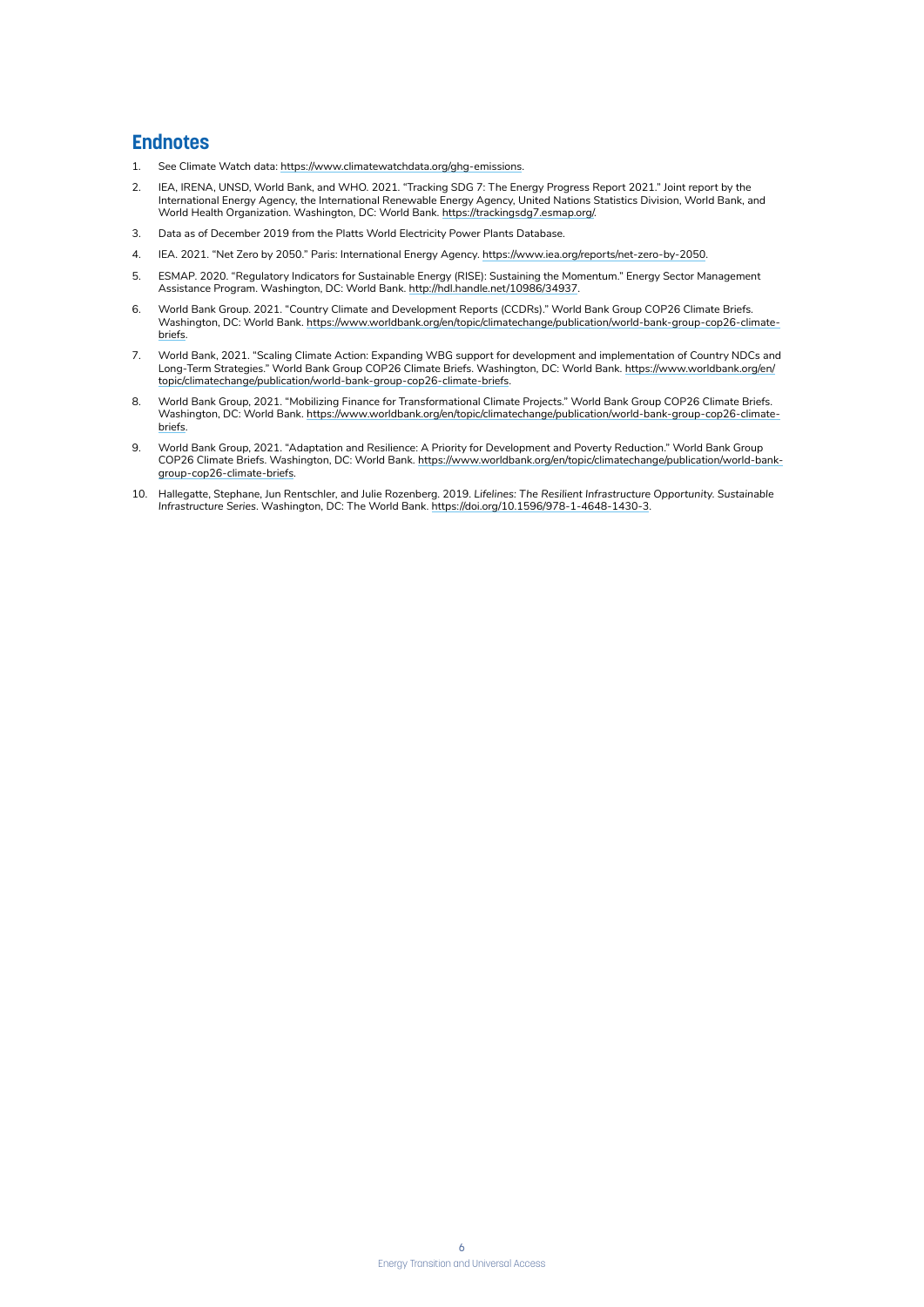## Endnotes

1. See Climate Watch data: https://www.climatewatchdata.org/ghg-emissions.
2. IEA, IRENA, UNSD, World Bank, and WHO. 2021. "Tracking SDG 7: The Energy Progress Report 2021." Joint report by the International Energy Agency, the International Renewable Energy Agency, United Nations Statistics Division, World Bank, and World Health Organization. Washington, DC: World Bank. https://trackingsdg7.esmap.org/.
3. Data as of December 2019 from the Platts World Electricity Power Plants Database.
4. IEA. 2021. "Net Zero by 2050." Paris: International Energy Agency. https://www.iea.org/reports/net-zero-by-2050.
5. ESMAP. 2020. "Regulatory Indicators for Sustainable Energy (RISE): Sustaining the Momentum." Energy Sector Management Assistance Program. Washington, DC: World Bank. http://hdl.handle.net/10986/34937.
6. World Bank Group. 2021. "Country Climate and Development Reports (CCDRs)." World Bank Group COP26 Climate Briefs. Washington, DC: World Bank. https://www.worldbank.org/en/topic/climatechange/publication/world-bank-group-cop26-climate-briefs.
7. World Bank, 2021. "Scaling Climate Action: Expanding WBG support for development and implementation of Country NDCs and Long-Term Strategies." World Bank Group COP26 Climate Briefs. Washington, DC: World Bank. https://www.worldbank.org/en/topic/climatechange/publication/world-bank-group-cop26-climate-briefs.
8. World Bank Group, 2021. "Mobilizing Finance for Transformational Climate Projects." World Bank Group COP26 Climate Briefs. Washington, DC: World Bank. https://www.worldbank.org/en/topic/climatechange/publication/world-bank-group-cop26-climate-briefs.
9. World Bank Group, 2021. "Adaptation and Resilience: A Priority for Development and Poverty Reduction." World Bank Group COP26 Climate Briefs. Washington, DC: World Bank. https://www.worldbank.org/en/topic/climatechange/publication/world-bank-group-cop26-climate-briefs.
10. Hallegatte, Stephane, Jun Rentschler, and Julie Rozenberg. 2019. *Lifelines: The Resilient Infrastructure Opportunity. Sustainable Infrastructure Series*. Washington, DC: The World Bank. https://doi.org/10.1596/978-1-4648-1430-3.